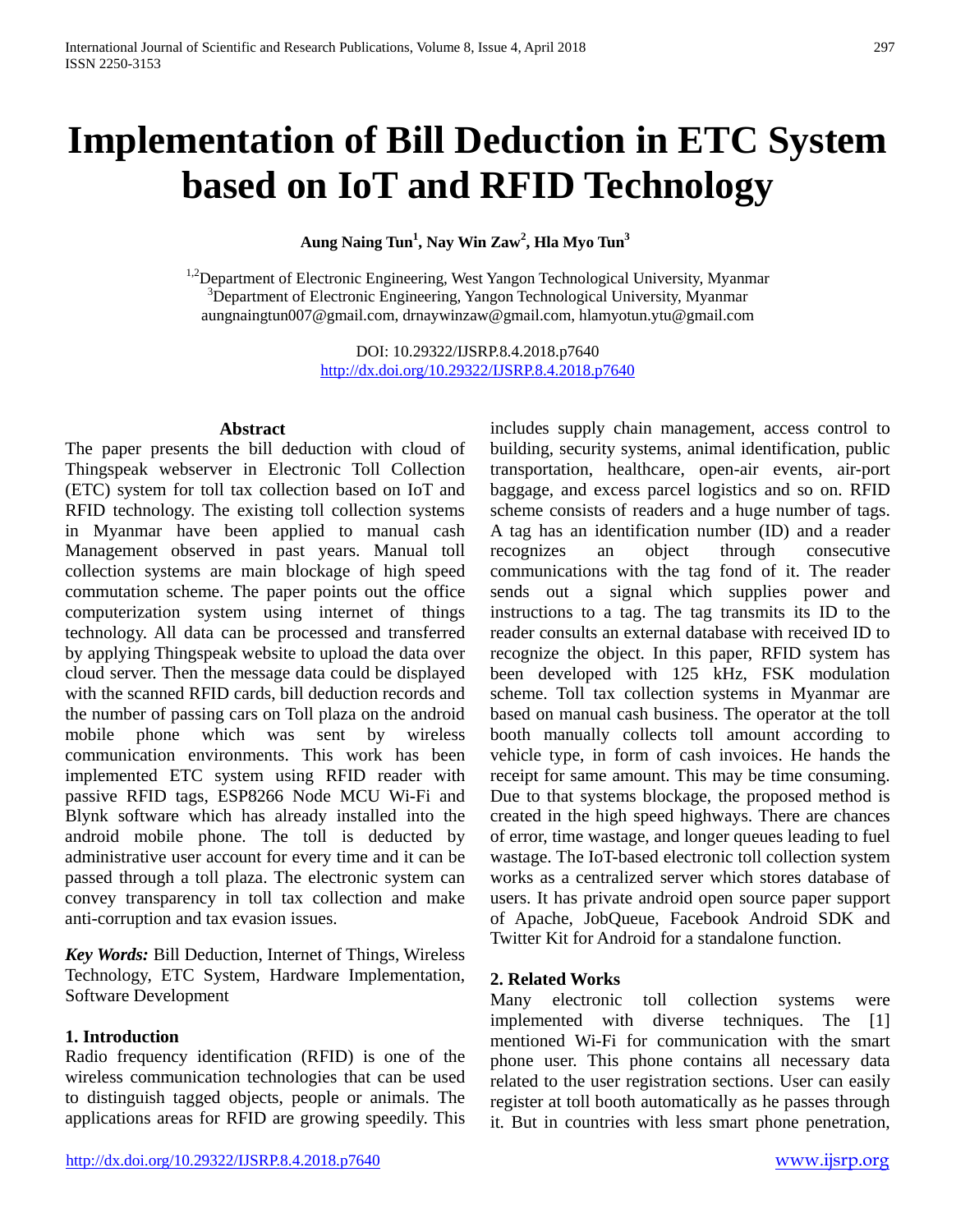# Implementation of Bill Deduction in ETC System based on IoT and RFID Technology

**Aung Naing Tun[1], Nay Win Zaw[2], Hla Myo Tun[3]**

[1,2]Department of Electronic Engineering, West Yangon Technological University, Myanmar
[3]Department of Electronic Engineering, Yangon Technological University, Myanmar
aungnaingtun007@gmail.com, drnaywinzaw@gmail.com, hlamyotun.ytu@gmail.com

DOI: 10.29322/IJSRP.8.4.2018.p7640
http://dx.doi.org/10.29322/IJSRP.8.4.2018.p7640

## Abstract

The paper presents the bill deduction with cloud of Thingspeak webserver in Electronic Toll Collection (ETC) system for toll tax collection based on IoT and RFID technology. The existing toll collection systems in Myanmar have been applied to manual cash Management observed in past years. Manual toll collection systems are main blockage of high speed commutation scheme. The paper points out the office computerization system using internet of things technology. All data can be processed and transferred by applying Thingspeak website to upload the data over cloud server. Then the message data could be displayed with the scanned RFID cards, bill deduction records and the number of passing cars on Toll plaza on the android mobile phone which was sent by wireless communication environments. This work has been implemented ETC system using RFID reader with passive RFID tags, ESP8266 Node MCU Wi-Fi and Blynk software which has already installed into the android mobile phone. The toll is deducted by administrative user account for every time and it can be passed through a toll plaza. The electronic system can convey transparency in toll tax collection and make anti-corruption and tax evasion issues.

***Key Words:*** Bill Deduction, Internet of Things, Wireless Technology, ETC System, Hardware Implementation, Software Development

## 1. Introduction

Radio frequency identification (RFID) is one of the wireless communication technologies that can be used to distinguish tagged objects, people or animals. The applications areas for RFID are growing speedily. This includes supply chain management, access control to building, security systems, animal identification, public transportation, healthcare, open-air events, air-port baggage, and excess parcel logistics and so on. RFID scheme consists of readers and a huge number of tags. A tag has an identification number (ID) and a reader recognizes an object through consecutive communications with the tag fond of it. The reader sends out a signal which supplies power and instructions to a tag. The tag transmits its ID to the reader consults an external database with received ID to recognize the object. In this paper, RFID system has been developed with 125 kHz, FSK modulation scheme. Toll tax collection systems in Myanmar are based on manual cash business. The operator at the toll booth manually collects toll amount according to vehicle type, in form of cash invoices. He hands the receipt for same amount. This may be time consuming. Due to that systems blockage, the proposed method is created in the high speed highways. There are chances of error, time wastage, and longer queues leading to fuel wastage. The IoT-based electronic toll collection system works as a centralized server which stores database of users. It has private android open source paper support of Apache, JobQueue, Facebook Android SDK and Twitter Kit for Android for a standalone function.

## 2. Related Works

Many electronic toll collection systems were implemented with diverse techniques. The [1] mentioned Wi-Fi for communication with the smart phone user. This phone contains all necessary data related to the user registration sections. User can easily register at toll booth automatically as he passes through it. But in countries with less smart phone penetration,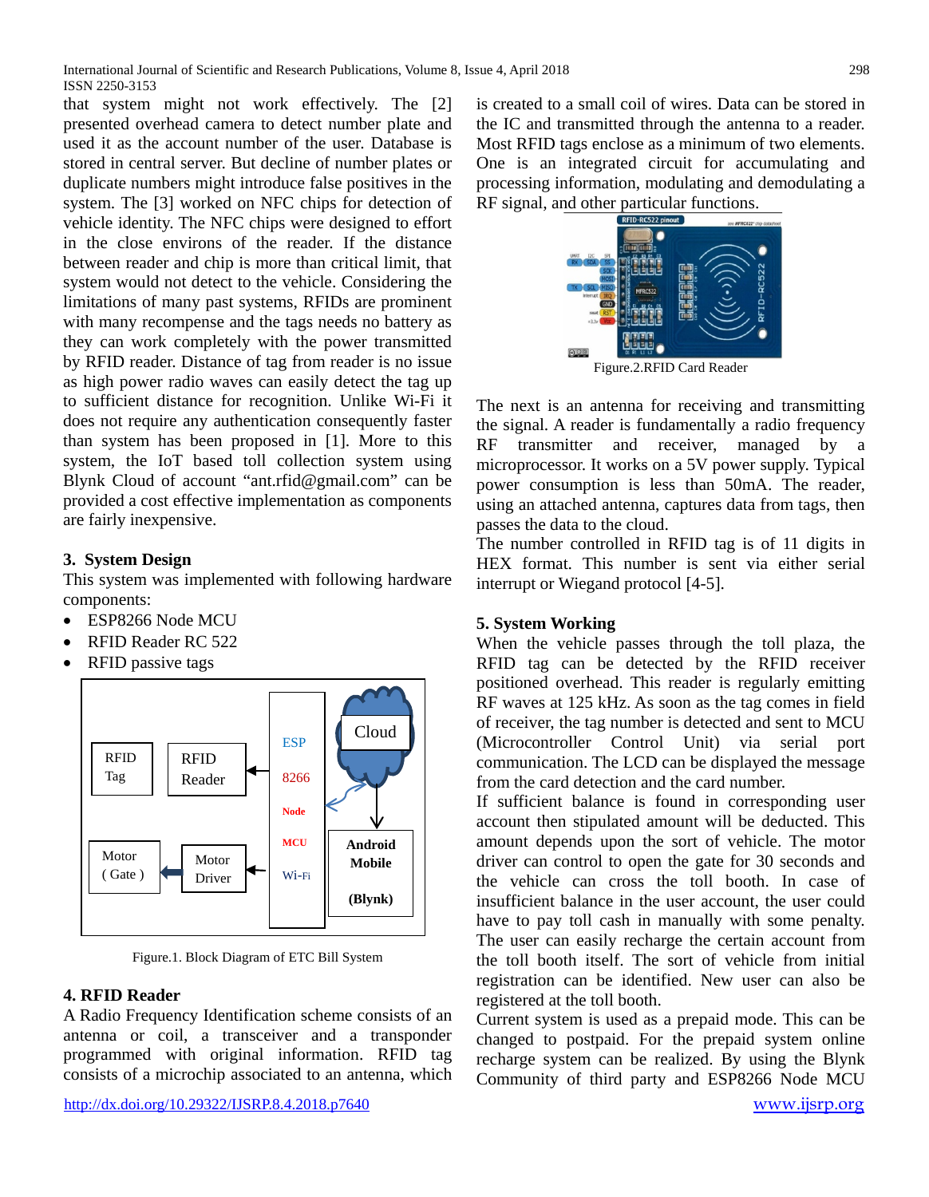that system might not work effectively. The [2] presented overhead camera to detect number plate and used it as the account number of the user. Database is stored in central server. But decline of number plates or duplicate numbers might introduce false positives in the system. The [3] worked on NFC chips for detection of vehicle identity. The NFC chips were designed to effort in the close environs of the reader. If the distance between reader and chip is more than critical limit, that system would not detect to the vehicle. Considering the limitations of many past systems, RFIDs are prominent with many recompense and the tags needs no battery as they can work completely with the power transmitted by RFID reader. Distance of tag from reader is no issue as high power radio waves can easily detect the tag up to sufficient distance for recognition. Unlike Wi-Fi it does not require any authentication consequently faster than system has been proposed in [1]. More to this system, the IoT based toll collection system using Blynk Cloud of account "ant.rfid@gmail.com" can be provided a cost effective implementation as components are fairly inexpensive.

## 3. System Design

This system was implemented with following hardware components:

- ESP8266 Node MCU
- RFID Reader RC 522
- RFID passive tags

Figure.1. Block Diagram of ETC Bill System

## 4. RFID Reader

A Radio Frequency Identification scheme consists of an antenna or coil, a transceiver and a transponder programmed with original information. RFID tag consists of a microchip associated to an antenna, which is created to a small coil of wires. Data can be stored in the IC and transmitted through the antenna to a reader. Most RFID tags enclose as a minimum of two elements. One is an integrated circuit for accumulating and processing information, modulating and demodulating a RF signal, and other particular functions.

Figure.2.RFID Card Reader

The next is an antenna for receiving and transmitting the signal. A reader is fundamentally a radio frequency RF transmitter and receiver, managed by a microprocessor. It works on a 5V power supply. Typical power consumption is less than 50mA. The reader, using an attached antenna, captures data from tags, then passes the data to the cloud.

The number controlled in RFID tag is of 11 digits in HEX format. This number is sent via either serial interrupt or Wiegand protocol [4-5].

## 5. System Working

When the vehicle passes through the toll plaza, the RFID tag can be detected by the RFID receiver positioned overhead. This reader is regularly emitting RF waves at 125 kHz. As soon as the tag comes in field of receiver, the tag number is detected and sent to MCU (Microcontroller Control Unit) via serial port communication. The LCD can be displayed the message from the card detection and the card number.

If sufficient balance is found in corresponding user account then stipulated amount will be deducted. This amount depends upon the sort of vehicle. The motor driver can control to open the gate for 30 seconds and the vehicle can cross the toll booth. In case of insufficient balance in the user account, the user could have to pay toll cash in manually with some penalty. The user can easily recharge the certain account from the toll booth itself. The sort of vehicle from initial registration can be identified. New user can also be registered at the toll booth.

Current system is used as a prepaid mode. This can be changed to postpaid. For the prepaid system online recharge system can be realized. By using the Blynk Community of third party and ESP8266 Node MCU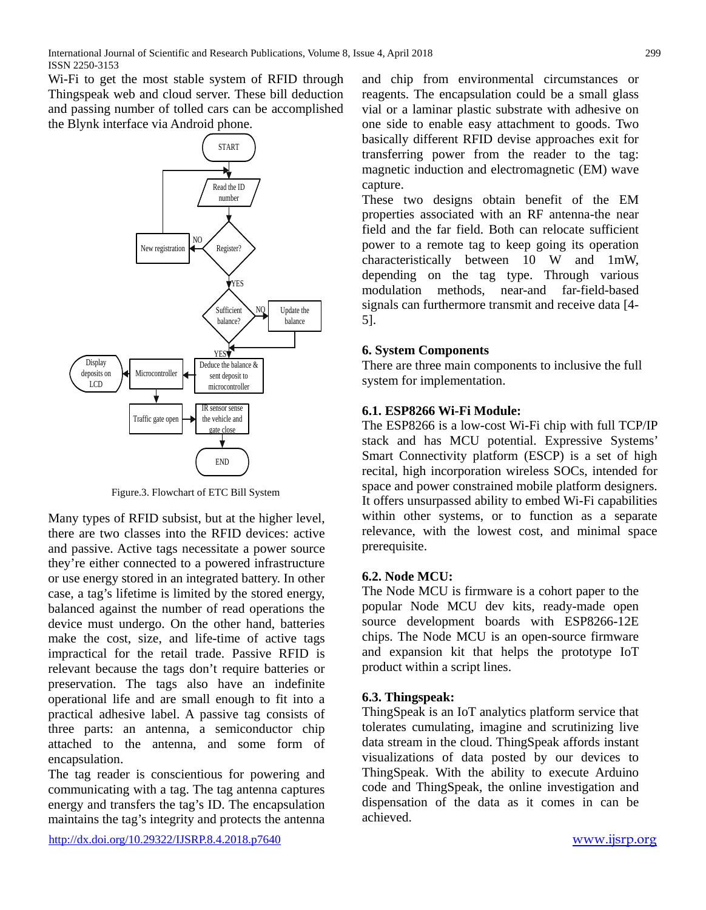Wi-Fi to get the most stable system of RFID through Thingspeak web and cloud server. These bill deduction and passing number of tolled cars can be accomplished the Blynk interface via Android phone.

Figure.3. Flowchart of ETC Bill System

Many types of RFID subsist, but at the higher level, there are two classes into the RFID devices: active and passive. Active tags necessitate a power source they're either connected to a powered infrastructure or use energy stored in an integrated battery. In other case, a tag's lifetime is limited by the stored energy, balanced against the number of read operations the device must undergo. On the other hand, batteries make the cost, size, and life-time of active tags impractical for the retail trade. Passive RFID is relevant because the tags don't require batteries or preservation. The tags also have an indefinite operational life and are small enough to fit into a practical adhesive label. A passive tag consists of three parts: an antenna, a semiconductor chip attached to the antenna, and some form of encapsulation.

The tag reader is conscientious for powering and communicating with a tag. The tag antenna captures energy and transfers the tag's ID. The encapsulation maintains the tag's integrity and protects the antenna and chip from environmental circumstances or reagents. The encapsulation could be a small glass vial or a laminar plastic substrate with adhesive on one side to enable easy attachment to goods. Two basically different RFID devise approaches exit for transferring power from the reader to the tag: magnetic induction and electromagnetic (EM) wave capture.

These two designs obtain benefit of the EM properties associated with an RF antenna-the near field and the far field. Both can relocate sufficient power to a remote tag to keep going its operation characteristically between 10 W and 1mW, depending on the tag type. Through various modulation methods, near-and far-field-based signals can furthermore transmit and receive data [4-5].

## 6. System Components

There are three main components to inclusive the full system for implementation.

### 6.1. ESP8266 Wi-Fi Module:

The ESP8266 is a low-cost Wi-Fi chip with full TCP/IP stack and has MCU potential. Expressive Systems' Smart Connectivity platform (ESCP) is a set of high recital, high incorporation wireless SOCs, intended for space and power constrained mobile platform designers. It offers unsurpassed ability to embed Wi-Fi capabilities within other systems, or to function as a separate relevance, with the lowest cost, and minimal space prerequisite.

### 6.2. Node MCU:

The Node MCU is firmware is a cohort paper to the popular Node MCU dev kits, ready-made open source development boards with ESP8266-12E chips. The Node MCU is an open-source firmware and expansion kit that helps the prototype IoT product within a script lines.

### 6.3. Thingspeak:

ThingSpeak is an IoT analytics platform service that tolerates cumulating, imagine and scrutinizing live data stream in the cloud. ThingSpeak affords instant visualizations of data posted by our devices to ThingSpeak. With the ability to execute Arduino code and ThingSpeak, the online investigation and dispensation of the data as it comes in can be achieved.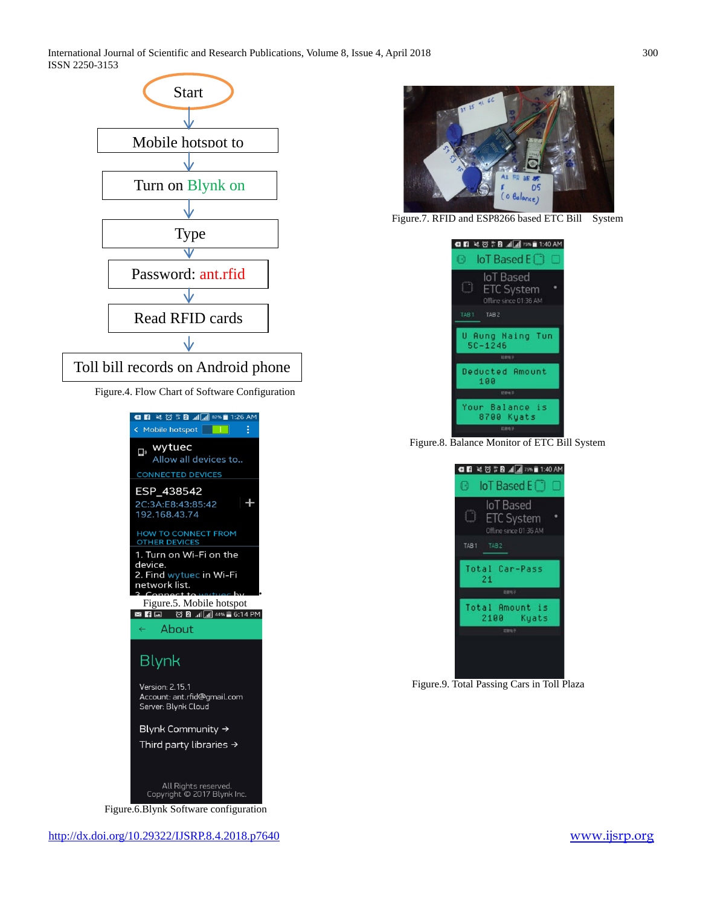Figure.4. Flow Chart of Software Configuration

Figure.5. Mobile hotspot

Figure.6.Blynk Software configuration

Figure.7. RFID and ESP8266 based ETC Bill System

Figure.8. Balance Monitor of ETC Bill System

Figure.9. Total Passing Cars in Toll Plaza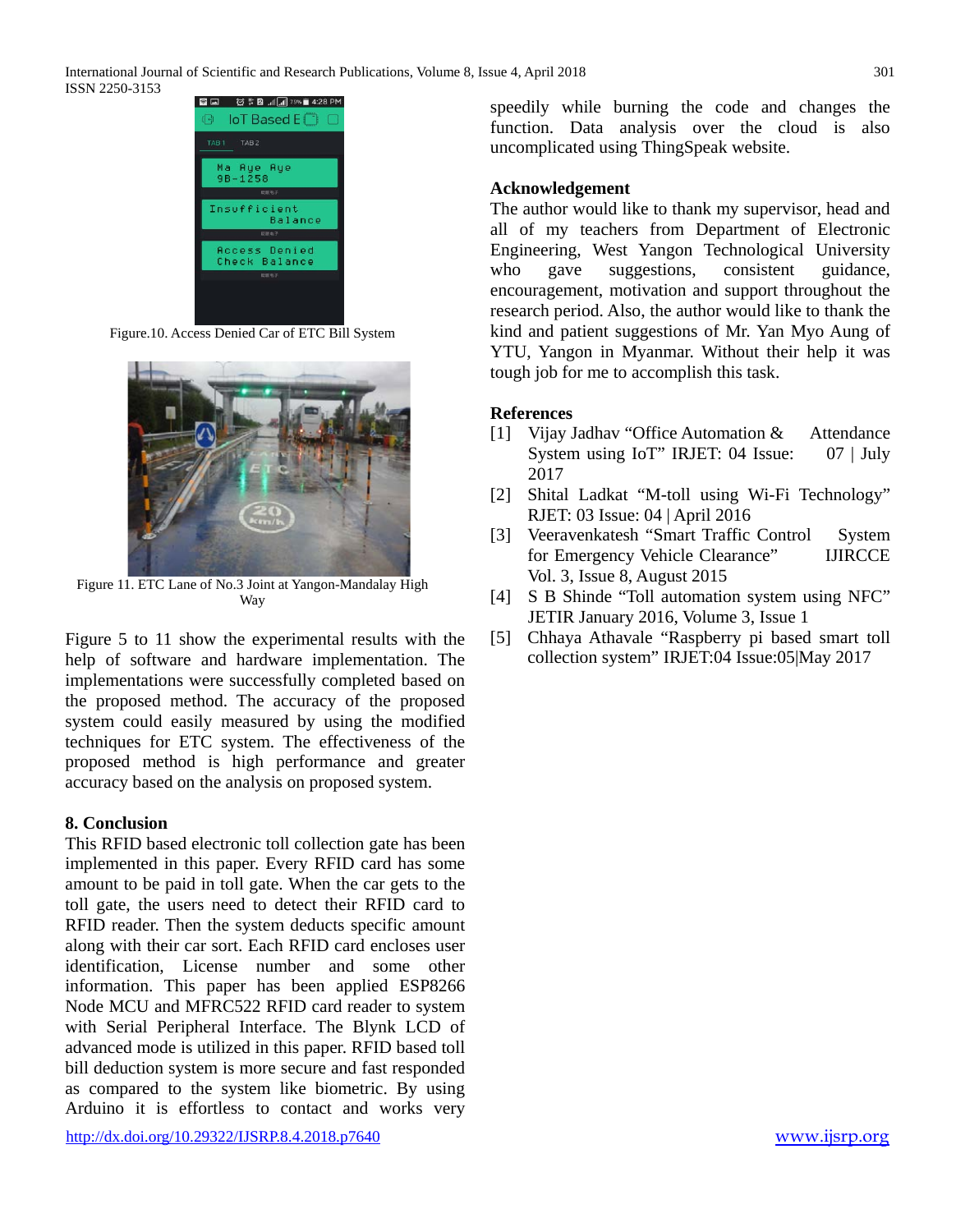Figure.10. Access Denied Car of ETC Bill System

Figure 11. ETC Lane of No.3 Joint at Yangon-Mandalay High Way

Figure 5 to 11 show the experimental results with the help of software and hardware implementation. The implementations were successfully completed based on the proposed method. The accuracy of the proposed system could easily measured by using the modified techniques for ETC system. The effectiveness of the proposed method is high performance and greater accuracy based on the analysis on proposed system.

## 8. Conclusion

This RFID based electronic toll collection gate has been implemented in this paper. Every RFID card has some amount to be paid in toll gate. When the car gets to the toll gate, the users need to detect their RFID card to RFID reader. Then the system deducts specific amount along with their car sort. Each RFID card encloses user identification, License number and some other information. This paper has been applied ESP8266 Node MCU and MFRC522 RFID card reader to system with Serial Peripheral Interface. The Blynk LCD of advanced mode is utilized in this paper. RFID based toll bill deduction system is more secure and fast responded as compared to the system like biometric. By using Arduino it is effortless to contact and works very speedily while burning the code and changes the function. Data analysis over the cloud is also uncomplicated using ThingSpeak website.

## Acknowledgement

The author would like to thank my supervisor, head and all of my teachers from Department of Electronic Engineering, West Yangon Technological University who gave suggestions, consistent guidance, encouragement, motivation and support throughout the research period. Also, the author would like to thank the kind and patient suggestions of Mr. Yan Myo Aung of YTU, Yangon in Myanmar. Without their help it was tough job for me to accomplish this task.

## References

[1] Vijay Jadhav "Office Automation & Attendance System using IoT" IRJET: 04 Issue: 07 | July 2017

[2] Shital Ladkat "M-toll using Wi-Fi Technology" RJET: 03 Issue: 04 | April 2016

[3] Veeravenkatesh "Smart Traffic Control System for Emergency Vehicle Clearance" IJIRCCE Vol. 3, Issue 8, August 2015

[4] S B Shinde "Toll automation system using NFC" JETIR January 2016, Volume 3, Issue 1

[5] Chhaya Athavale "Raspberry pi based smart toll collection system" IRJET:04 Issue:05|May 2017

http://dx.doi.org/10.29322/IJSRP.8.4.2018.p7640